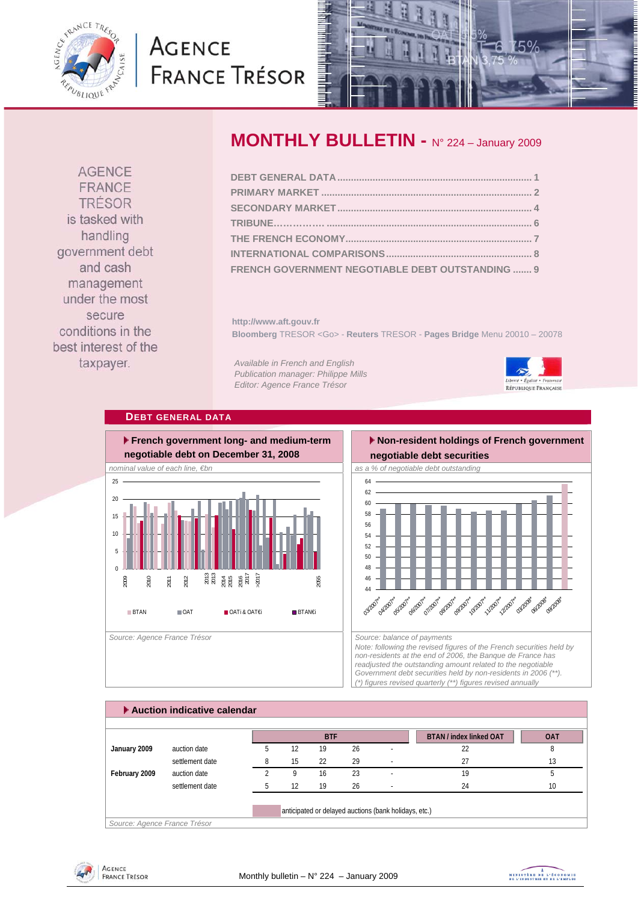# AGENCE FRANCE TRÉSOR

AGENCE FRANCE TRÉSOR is tasked with handling government debt and cash management under the most secure conditions in the best interest of the taxpayer.

## MONTHLY BULLETIN - N° 224 – January 2009

- DEBT GENERAL DATA ........ 1
- PRIMARY MARKET ........ 2
- SECONDARY MARKET ........ 4
- TRIBUNE ........ 6
- THE FRENCH ECONOMY ........ 7
- INTERNATIONAL COMPARISONS ........ 8
- FRENCH GOVERNMENT NEGOTIABLE DEBT OUTSTANDING ........ 9

http://www.aft.gouv.fr

**Bloomberg** TRESOR <Go> - **Reuters** TRESOR - **Pages Bridge** Menu 20010 – 20078

*Available in French and English*
*Publication manager: Philippe Mills*
*Editor: Agence France Trésor*

## DEBT GENERAL DATA

### French government long- and medium-term negotiable debt on December 31, 2008

*nominal value of each line, €bn*

Legend: BTAN, OAT, OATi & OAT€i, BTAN€i

*Source: Agence France Trésor*

### Non-resident holdings of French government negotiable debt securities

*as a % of negotiable debt outstanding*

*Source: balance of payments*

*Note: following the revised figures of the French securities held by non-residents at the end of 2006, the Banque de France has readjusted the outstanding amount related to the negotiable Government debt securities held by non-residents in 2006 (\*\*).*
*(\*) figures revised quarterly (\*\*) figures revised annually*

### Auction indicative calendar

| | | BTF | | | | | BTAN / index linked OAT | OAT |
|---|---|---|---|---|---|---|---|---|
| **January 2009** | auction date | 5 | 12 | 19 | 26 | - | 22 | 8 |
| | settlement date | 8 | 15 | 22 | 29 | - | 27 | 13 |
| **February 2009** | auction date | 2 | 9 | 16 | 23 | - | 19 | 5 |
| | settlement date | 5 | 12 | 19 | 26 | - | 24 | 10 |

anticipated or delayed auctions (bank holidays, etc.)

*Source: Agence France Trésor*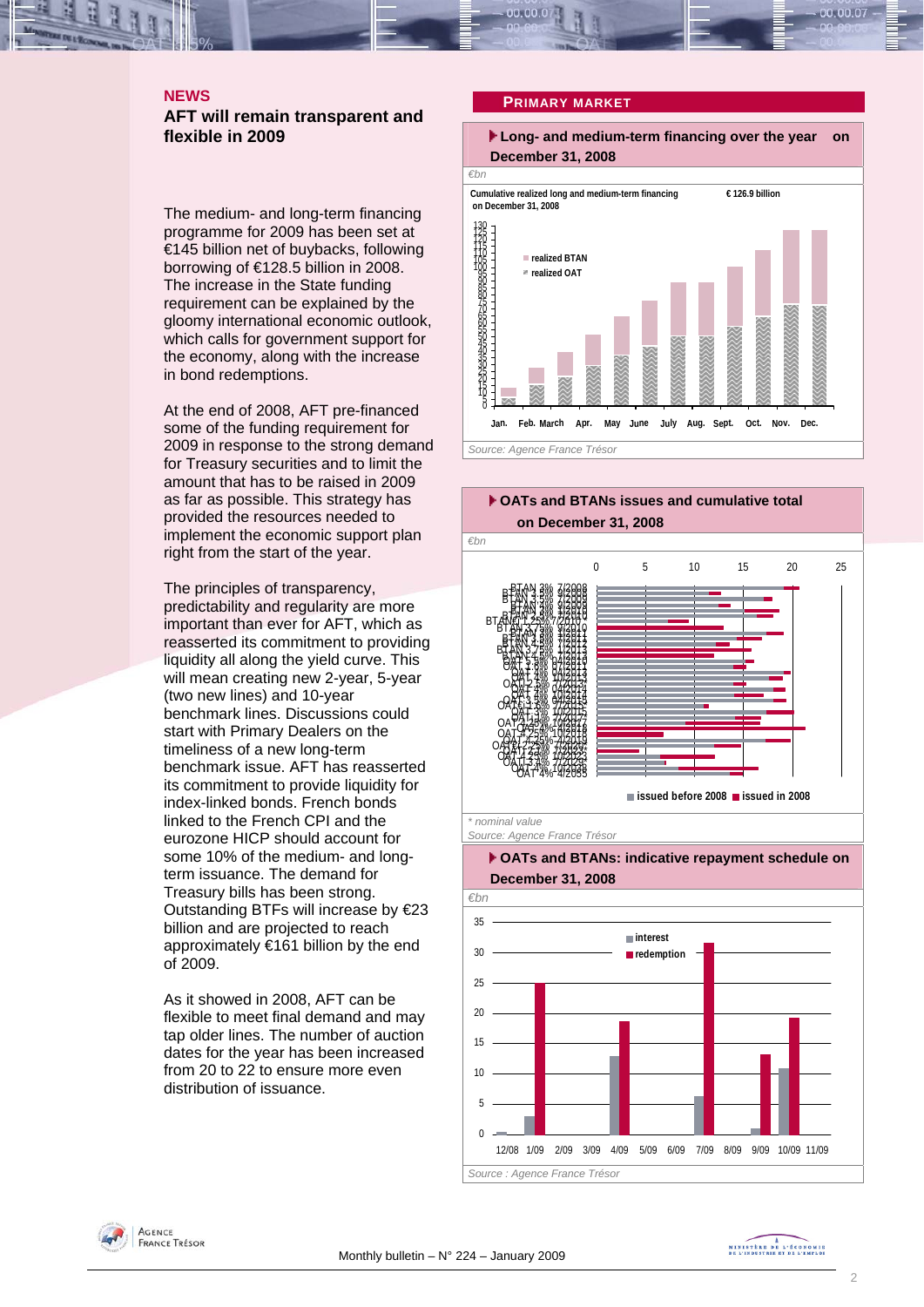## NEWS

### AFT will remain transparent and flexible in 2009

The medium- and long-term financing programme for 2009 has been set at €145 billion net of buybacks, following borrowing of €128.5 billion in 2008. The increase in the State funding requirement can be explained by the gloomy international economic outlook, which calls for government support for the economy, along with the increase in bond redemptions.

At the end of 2008, AFT pre-financed some of the funding requirement for 2009 in response to the strong demand for Treasury securities and to limit the amount that has to be raised in 2009 as far as possible. This strategy has provided the resources needed to implement the economic support plan right from the start of the year.

The principles of transparency, predictability and regularity are more important than ever for AFT, which as reasserted its commitment to providing liquidity all along the yield curve. This will mean creating new 2-year, 5-year (two new lines) and 10-year benchmark lines. Discussions could start with Primary Dealers on the timeliness of a new long-term benchmark issue. AFT has reasserted its commitment to provide liquidity for index-linked bonds. French bonds linked to the French CPI and the eurozone HICP should account for some 10% of the medium- and long-term issuance. The demand for Treasury bills has been strong. Outstanding BTFs will increase by €23 billion and are projected to reach approximately €161 billion by the end of 2009.

As it showed in 2008, AFT can be flexible to meet final demand and may tap older lines. The number of auction dates for the year has been increased from 20 to 22 to ensure more even distribution of issuance.

## PRIMARY MARKET

**Long- and medium-term financing over the year on December 31, 2008**

€bn

Cumulative realized long and medium-term financing on December 31, 2008: € 126.9 billion

Source: Agence France Trésor

**OATs and BTANs issues and cumulative total on December 31, 2008**

€bn

\* nominal value

Source: Agence France Trésor

**OATs and BTANs: indicative repayment schedule on December 31, 2008**

€bn

Source : Agence France Trésor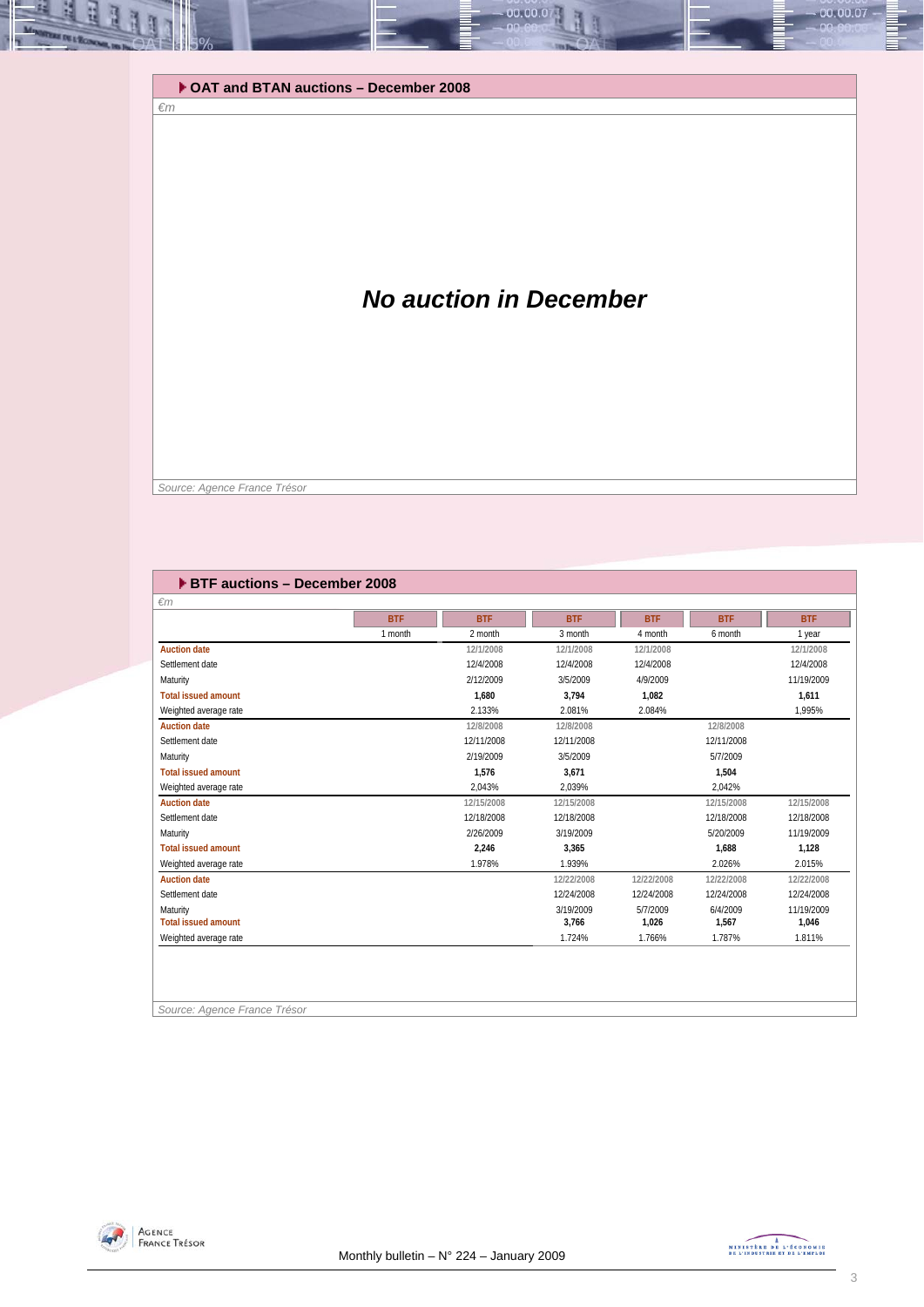## OAT and BTAN auctions – December 2008

*€m*

***No auction in December***

*Source: Agence France Trésor*

## BTF auctions – December 2008

*€m*

| | BTF | BTF | BTF | BTF | BTF | BTF |
|---|---|---|---|---|---|---|
| | 1 month | 2 month | 3 month | 4 month | 6 month | 1 year |
| **Auction date** | | 12/1/2008 | 12/1/2008 | 12/1/2008 | | 12/1/2008 |
| Settlement date | | 12/4/2008 | 12/4/2008 | 12/4/2008 | | 12/4/2008 |
| Maturity | | 2/12/2009 | 3/5/2009 | 4/9/2009 | | 11/19/2009 |
| **Total issued amount** | | **1,680** | **3,794** | **1,082** | | **1,611** |
| Weighted average rate | | 2.133% | 2.081% | 2.084% | | 1,995% |
| **Auction date** | | 12/8/2008 | 12/8/2008 | | 12/8/2008 | |
| Settlement date | | 12/11/2008 | 12/11/2008 | | 12/11/2008 | |
| Maturity | | 2/19/2009 | 3/5/2009 | | 5/7/2009 | |
| **Total issued amount** | | **1,576** | **3,671** | | **1,504** | |
| Weighted average rate | | 2,043% | 2,039% | | 2,042% | |
| **Auction date** | | 12/15/2008 | 12/15/2008 | | 12/15/2008 | 12/15/2008 |
| Settlement date | | 12/18/2008 | 12/18/2008 | | 12/18/2008 | 12/18/2008 |
| Maturity | | 2/26/2009 | 3/19/2009 | | 5/20/2009 | 11/19/2009 |
| **Total issued amount** | | **2,246** | **3,365** | | **1,688** | **1,128** |
| Weighted average rate | | 1.978% | 1.939% | | 2.026% | 2.015% |
| **Auction date** | | | 12/22/2008 | 12/22/2008 | 12/22/2008 | 12/22/2008 |
| Settlement date | | | 12/24/2008 | 12/24/2008 | 12/24/2008 | 12/24/2008 |
| Maturity | | | 3/19/2009 | 5/7/2009 | 6/4/2009 | 11/19/2009 |
| **Total issued amount** | | | **3,766** | **1,026** | **1,567** | **1,046** |
| Weighted average rate | | | 1.724% | 1.766% | 1.787% | 1.811% |

*Source: Agence France Trésor*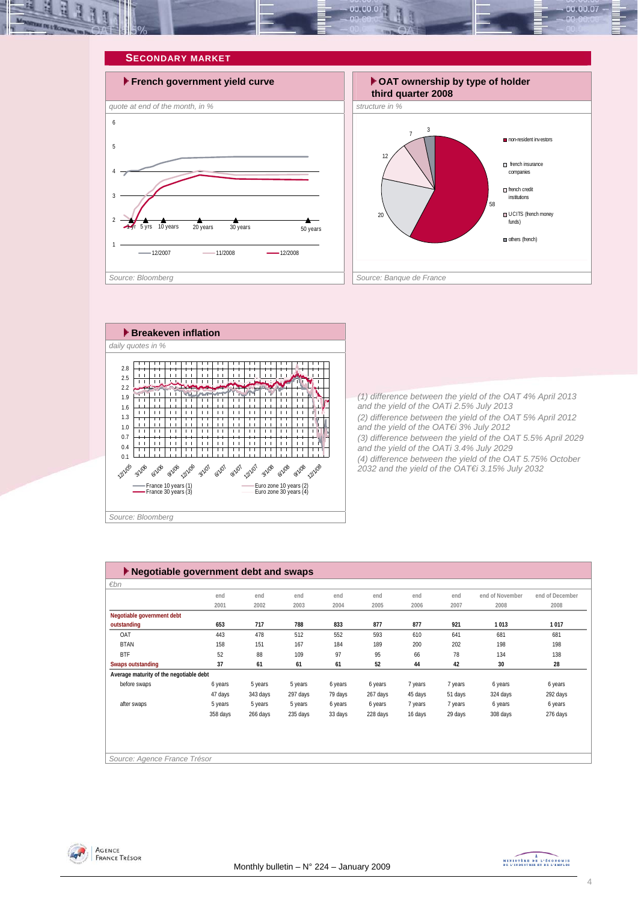## SECONDARY MARKET

### French government yield curve

*quote at end of the month, in %*

Source: Bloomberg

### OAT ownership by type of holder third quarter 2008

*structure in %*

- non-resident investors: 58
- french insurance companies: 20
- french credit institutions: 12
- UCITS (french money funds): 7
- others (french): 3

Source: Banque de France

### Breakeven inflation

*daily quotes in %*

France 10 years (1) — France 30 years (3) — Euro zone 10 years (2) — Euro zone 30 years (4)

Source: Bloomberg

*(1) difference between the yield of the OAT 4% April 2013 and the yield of the OATi 2.5% July 2013*
*(2) difference between the yield of the OAT 5% April 2012 and the yield of the OAT€i 3% July 2012*
*(3) difference between the yield of the OAT 5.5% April 2029 and the yield of the OATi 3.4% July 2029*
*(4) difference between the yield of the OAT 5.75% October 2032 and the yield of the OAT€i 3.15% July 2032*

### Negotiable government debt and swaps

*€bn*

| | end 2001 | end 2002 | end 2003 | end 2004 | end 2005 | end 2006 | end 2007 | end of November 2008 | end of December 2008 |
|---|---|---|---|---|---|---|---|---|---|
| **Negotiable government debt outstanding** | **653** | **717** | **788** | **833** | **877** | **877** | **921** | **1 013** | **1 017** |
| OAT | 443 | 478 | 512 | 552 | 593 | 610 | 641 | 681 | 681 |
| BTAN | 158 | 151 | 167 | 184 | 189 | 200 | 202 | 198 | 198 |
| BTF | 52 | 88 | 109 | 97 | 95 | 66 | 78 | 134 | 138 |
| **Swaps outstanding** | **37** | **61** | **61** | **61** | **52** | **44** | **42** | **30** | **28** |
| **Average maturity of the negotiable debt** | | | | | | | | | |
| before swaps | 6 years | 5 years | 5 years | 6 years | 6 years | 7 years | 7 years | 6 years | 6 years |
| | 47 days | 343 days | 297 days | 79 days | 267 days | 45 days | 51 days | 324 days | 292 days |
| after swaps | 5 years | 5 years | 5 years | 6 years | 6 years | 7 years | 7 years | 6 years | 6 years |
| | 358 days | 266 days | 235 days | 33 days | 228 days | 16 days | 29 days | 308 days | 276 days |

Source: Agence France Trésor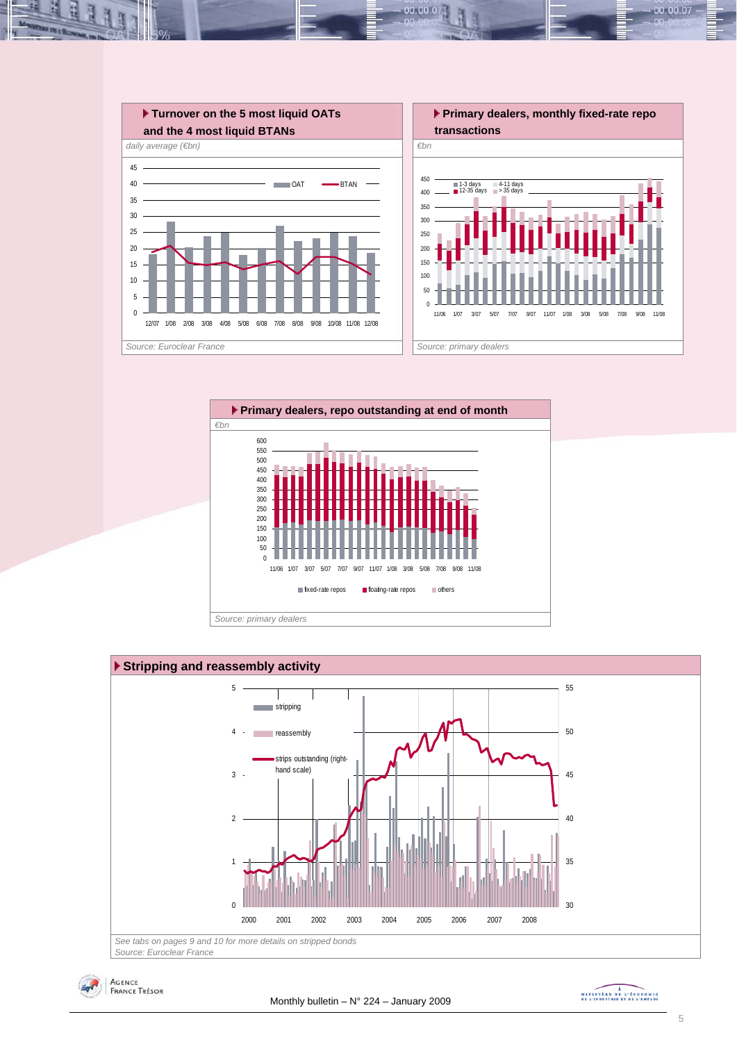### Turnover on the 5 most liquid OATs and the 4 most liquid BTANs

*daily average (€bn)*

*Source: Euroclear France*

### Primary dealers, monthly fixed-rate repo transactions

*€bn*

*Source: primary dealers*

### Primary dealers, repo outstanding at end of month

*€bn*

*Source: primary dealers*

### Stripping and reassembly activity

*See tabs on pages 9 and 10 for more details on stripped bonds*

*Source: Euroclear France*

Monthly bulletin – N° 224 – January 2009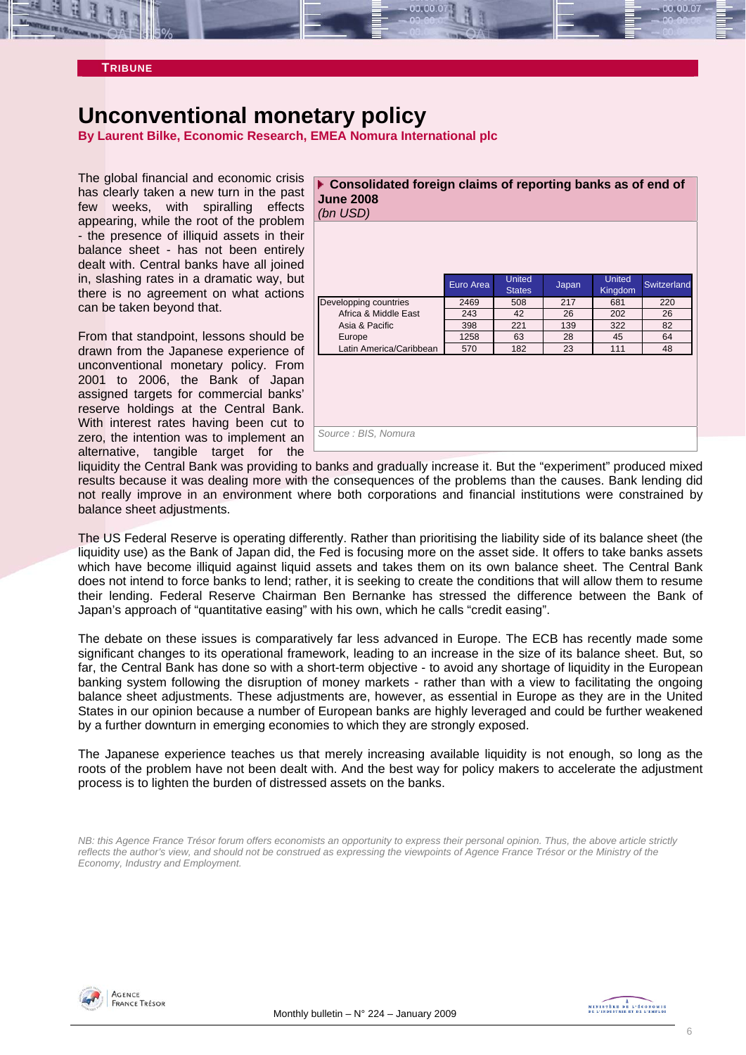**TRIBUNE**

# Unconventional monetary policy

**By Laurent Bilke, Economic Research, EMEA Nomura International plc**

The global financial and economic crisis has clearly taken a new turn in the past few weeks, with spiralling effects appearing, while the root of the problem - the presence of illiquid assets in their balance sheet - has not been entirely dealt with. Central banks have all joined in, slashing rates in a dramatic way, but there is no agreement on what actions can be taken beyond that.

**Consolidated foreign claims of reporting banks as of end of June 2008**
*(bn USD)*

| | Euro Area | United States | Japan | United Kingdom | Switzerland |
|---|---|---|---|---|---|
| Developping countries | 2469 | 508 | 217 | 681 | 220 |
| Africa & Middle East | 243 | 42 | 26 | 202 | 26 |
| Asia & Pacific | 398 | 221 | 139 | 322 | 82 |
| Europe | 1258 | 63 | 28 | 45 | 64 |
| Latin America/Caribbean | 570 | 182 | 23 | 111 | 48 |

*Source : BIS, Nomura*

From that standpoint, lessons should be drawn from the Japanese experience of unconventional monetary policy. From 2001 to 2006, the Bank of Japan assigned targets for commercial banks' reserve holdings at the Central Bank. With interest rates having been cut to zero, the intention was to implement an alternative, tangible target for the liquidity the Central Bank was providing to banks and gradually increase it. But the "experiment" produced mixed results because it was dealing more with the consequences of the problems than the causes. Bank lending did not really improve in an environment where both corporations and financial institutions were constrained by balance sheet adjustments.

The US Federal Reserve is operating differently. Rather than prioritising the liability side of its balance sheet (the liquidity use) as the Bank of Japan did, the Fed is focusing more on the asset side. It offers to take banks assets which have become illiquid against liquid assets and takes them on its own balance sheet. The Central Bank does not intend to force banks to lend; rather, it is seeking to create the conditions that will allow them to resume their lending. Federal Reserve Chairman Ben Bernanke has stressed the difference between the Bank of Japan's approach of "quantitative easing" with his own, which he calls "credit easing".

The debate on these issues is comparatively far less advanced in Europe. The ECB has recently made some significant changes to its operational framework, leading to an increase in the size of its balance sheet. But, so far, the Central Bank has done so with a short-term objective - to avoid any shortage of liquidity in the European banking system following the disruption of money markets - rather than with a view to facilitating the ongoing balance sheet adjustments. These adjustments are, however, as essential in Europe as they are in the United States in our opinion because a number of European banks are highly leveraged and could be further weakened by a further downturn in emerging economies to which they are strongly exposed.

The Japanese experience teaches us that merely increasing available liquidity is not enough, so long as the roots of the problem have not been dealt with. And the best way for policy makers to accelerate the adjustment process is to lighten the burden of distressed assets on the banks.

*NB: this Agence France Trésor forum offers economists an opportunity to express their personal opinion. Thus, the above article strictly reflects the author's view, and should not be construed as expressing the viewpoints of Agence France Trésor or the Ministry of the Economy, Industry and Employment.*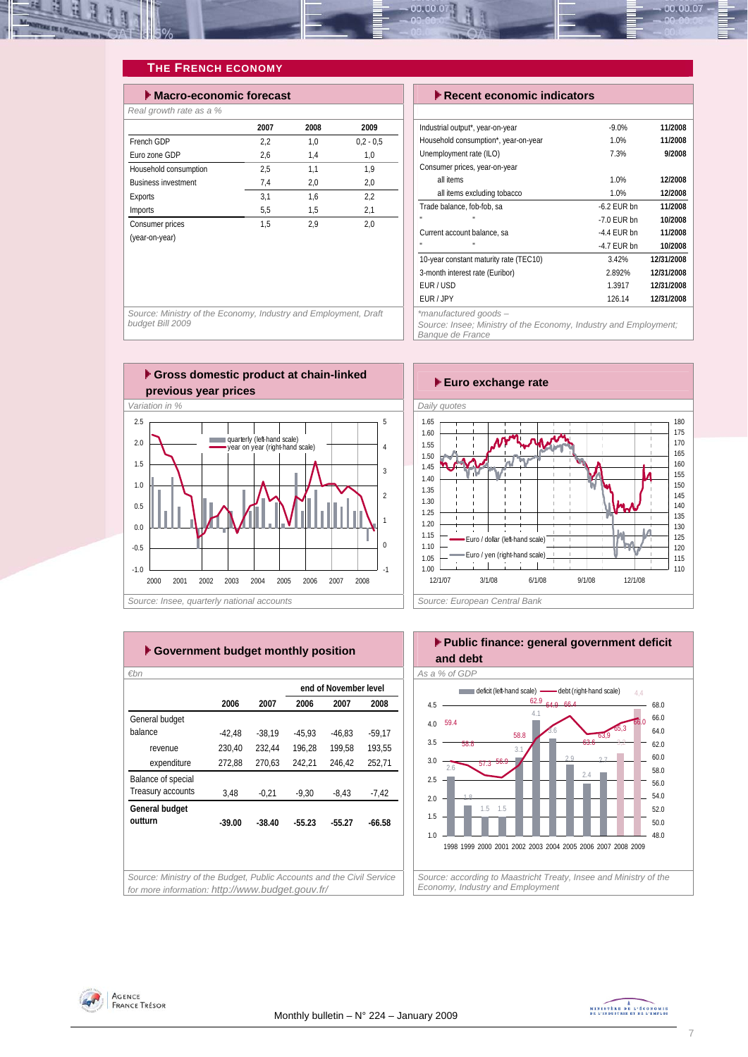## The French Economy

### Macro-economic forecast

*Real growth rate as a %*

| | 2007 | 2008 | 2009 |
|---|---|---|---|
| French GDP | 2,2 | 1,0 | 0,2 - 0,5 |
| Euro zone GDP | 2,6 | 1,4 | 1,0 |
| Household consumption | 2,5 | 1,1 | 1,9 |
| Business investment | 7,4 | 2,0 | 2,0 |
| Exports | 3,1 | 1,6 | 2,2 |
| Imports | 5,5 | 1,5 | 2,1 |
| Consumer prices (year-on-year) | 1,5 | 2,9 | 2,0 |

*Source: Ministry of the Economy, Industry and Employment, Draft budget Bill 2009*

### Recent economic indicators

| | | |
|---|---|---|
| Industrial output*, year-on-year | -9.0% | **11/2008** |
| Household consumption*, year-on-year | 1.0% | **11/2008** |
| Unemployment rate (ILO) | 7.3% | **9/2008** |
| Consumer prices, year-on-year | | |
| all items | 1.0% | **12/2008** |
| all items excluding tobacco | 1.0% | **12/2008** |
| Trade balance, fob-fob, sa | -6.2 EUR bn | **11/2008** |
| " " | -7.0 EUR bn | **10/2008** |
| Current account balance, sa | -4.4 EUR bn | **11/2008** |
| " " | -4.7 EUR bn | **10/2008** |
| 10-year constant maturity rate (TEC10) | 3.42% | **12/31/2008** |
| 3-month interest rate (Euribor) | 2.892% | **12/31/2008** |
| EUR / USD | 1.3917 | **12/31/2008** |
| EUR / JPY | 126.14 | **12/31/2008** |

*\*manufactured goods –*
*Source: Insee; Ministry of the Economy, Industry and Employment; Banque de France*

### Gross domestic product at chain-linked previous year prices

*Variation in %*

quarterly (left-hand scale) / year on year (right-hand scale)

*Source: Insee, quarterly national accounts*

### Euro exchange rate

*Daily quotes*

Euro / dollar (left-hand scale) / Euro / yen (right-hand scale)

*Source: European Central Bank*

### Government budget monthly position

*€bn*

| | | | end of November level | | |
|---|---|---|---|---|---|
| | 2006 | 2007 | 2006 | 2007 | 2008 |
| General budget balance | -42,48 | -38,19 | -45,93 | -46,83 | -59,17 |
| revenue | 230,40 | 232,44 | 196,28 | 199,58 | 193,55 |
| expenditure | 272,88 | 270,63 | 242,21 | 246,42 | 252,71 |
| Balance of special Treasury accounts | 3,48 | -0,21 | -9,30 | -8,43 | -7,42 |
| **General budget outturn** | **-39.00** | **-38.40** | **-55.23** | **-55.27** | **-66.58** |

*Source: Ministry of the Budget, Public Accounts and the Civil Service for more information: http://www.budget.gouv.fr/*

### Public finance: general government deficit and debt

*As a % of GDP*

| | 1998 | 1999 | 2000 | 2001 | 2002 | 2003 | 2004 | 2005 | 2006 | 2007 | 2008 | 2009 |
|---|---|---|---|---|---|---|---|---|---|---|---|---|
| deficit (left-hand scale) | 2.6 | 1.8 | 1.5 | 1.5 | 3.1 | 4.1 | 3.6 | 2.9 | 2.4 | 2.7 | 3.1 | 4.4 |
| debt (right-hand scale) | 59.4 | 58.8 | 57.3 | 56.9 | 58.8 | 62.9 | 64.9 | 66.4 | 63.6 | 63.9 | 65.3 | 66.0 |

*Source: according to Maastricht Treaty, Insee and Ministry of the Economy, Industry and Employment*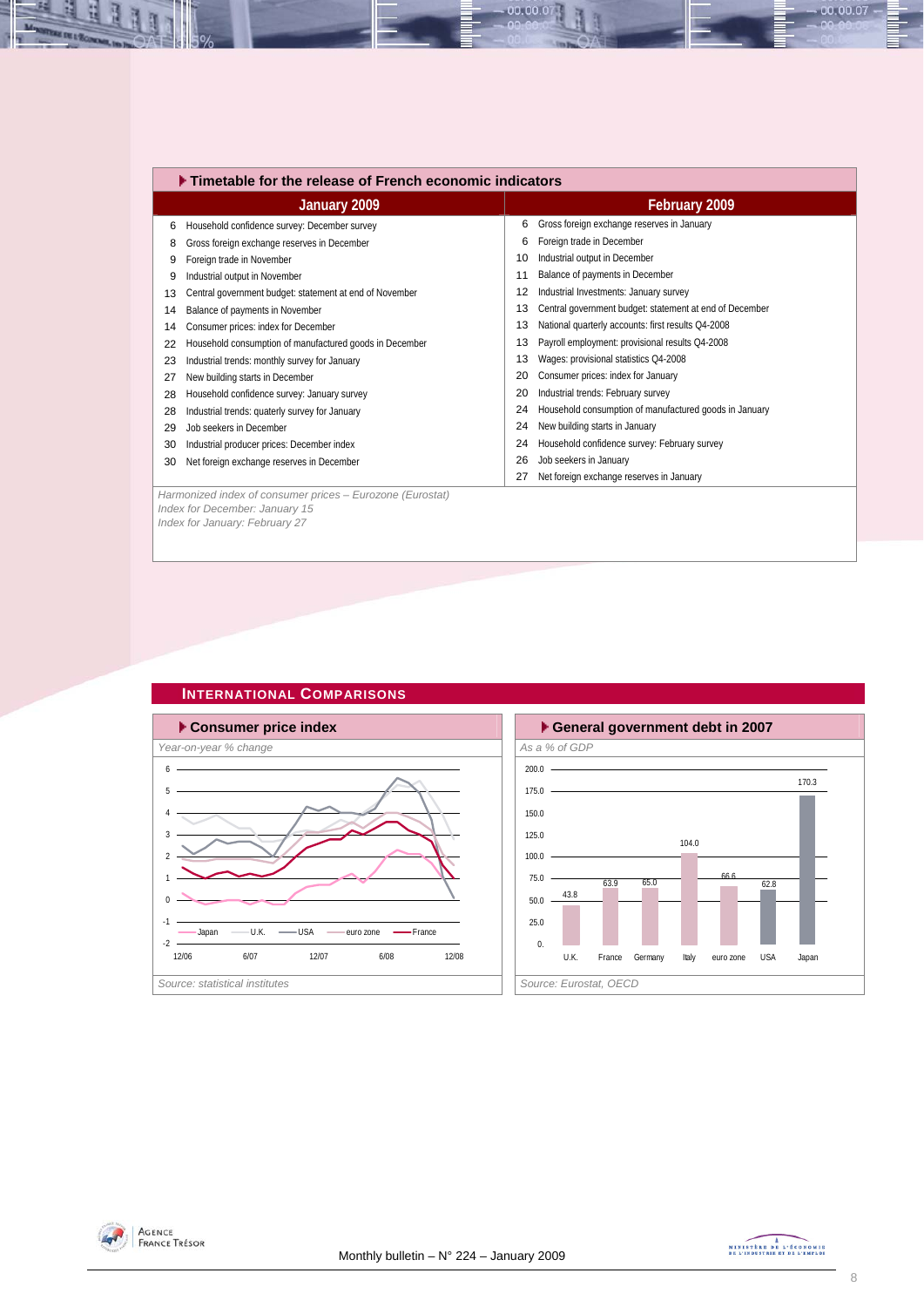### Timetable for the release of French economic indicators

| January 2009 | | February 2009 | |
|---|---|---|---|
| 6 | Household confidence survey: December survey | 6 | Gross foreign exchange reserves in January |
| 8 | Gross foreign exchange reserves in December | 6 | Foreign trade in December |
| 9 | Foreign trade in November | 10 | Industrial output in December |
| 9 | Industrial output in November | 11 | Balance of payments in December |
| 13 | Central government budget: statement at end of November | 12 | Industrial Investments: January survey |
| 14 | Balance of payments in November | 13 | Central government budget: statement at end of December |
| 14 | Consumer prices: index for December | 13 | National quarterly accounts: first results Q4-2008 |
| 22 | Household consumption of manufactured goods in December | 13 | Payroll employment: provisional results Q4-2008 |
| 23 | Industrial trends: monthly survey for January | 13 | Wages: provisional statistics Q4-2008 |
| 27 | New building starts in December | 20 | Consumer prices: index for January |
| 28 | Household confidence survey: January survey | 20 | Industrial trends: February survey |
| 28 | Industrial trends: quaterly survey for January | 24 | Household consumption of manufactured goods in January |
| 29 | Job seekers in December | 24 | New building starts in January |
| 30 | Industrial producer prices: December index | 24 | Household confidence survey: February survey |
| 30 | Net foreign exchange reserves in December | 26 | Job seekers in January |
| | | 27 | Net foreign exchange reserves in January |

*Harmonized index of consumer prices – Eurozone (Eurostat)*
*Index for December: January 15*
*Index for January: February 27*

## International Comparisons

### Consumer price index

*Year-on-year % change*

*Source: statistical institutes*

### General government debt in 2007

*As a % of GDP*

| U.K. | France | Germany | Italy | euro zone | USA | Japan |
|---|---|---|---|---|---|---|
| 43.8 | 63.9 | 65.0 | 104.0 | 66.6 | 62.8 | 170.3 |

*Source: Eurostat, OECD*

Monthly bulletin – N° 224 – January 2009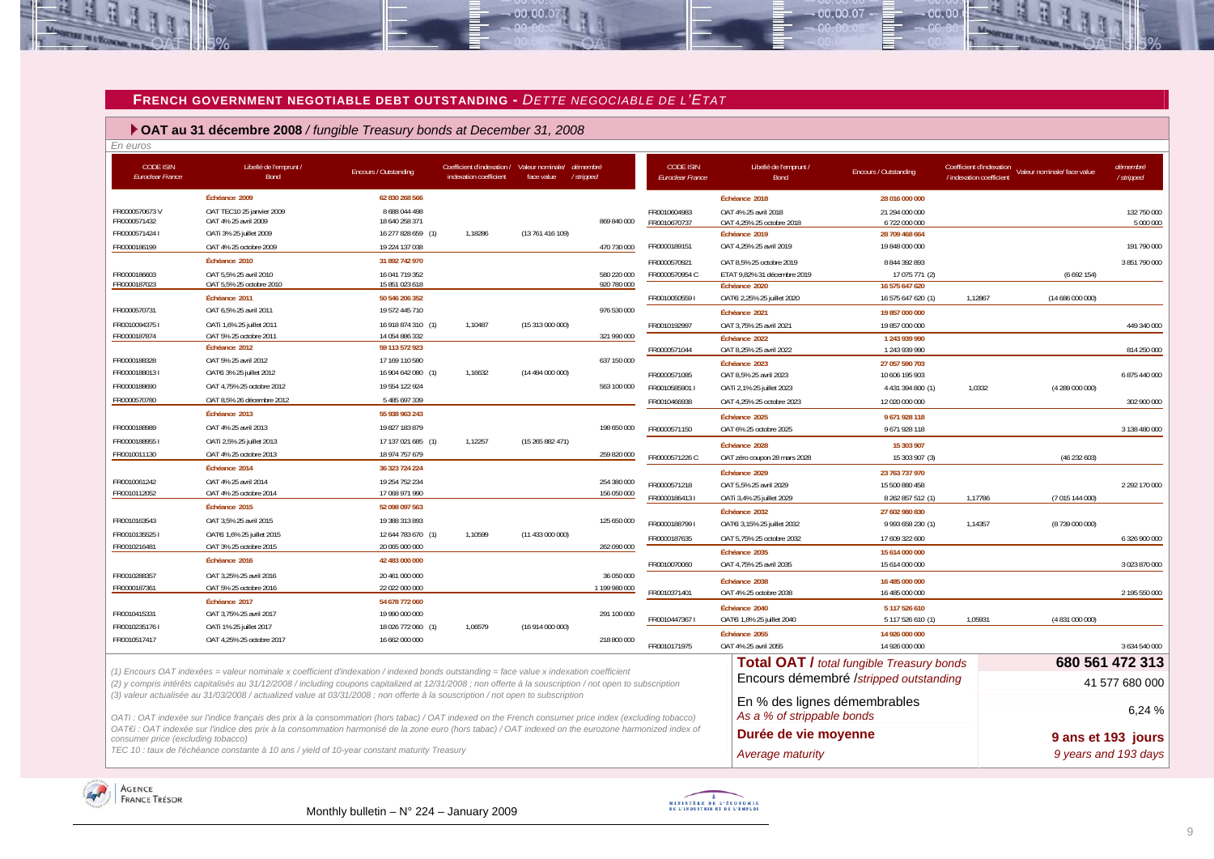## FRENCH GOVERNMENT NEGOTIABLE DEBT OUTSTANDING - *DETTE NEGOCIABLE DE L'ETAT*

### OAT au 31 décembre 2008 / *fungible Treasury bonds at December 31, 2008*

*En euros*

| CODE ISIN *Euroclear France* | Libellé de l'emprunt / Bond | Encours / Outstanding | Coefficient d'indexation / indexation coefficient | Valeur nominale/ face value | démembré / stripped |
|---|---|---|---|---|---|
| | **Échéance 2009** | **62 830 268 566** | | | |
| FR0000570673 V | OAT TEC10 25 janvier 2009 | 8 688 044 498 | | | |
| FR0000571432 | OAT 4% 25 avril 2009 | 18 640 258 371 | | | 869 840 000 |
| FR0000571424 I | OATi 3% 25 juillet 2009 | 16 277 828 659 (1) | 1,18286 | (13 761 416 109) | |
| FR0000186199 | OAT 4% 25 octobre 2009 | 19 224 137 038 | | | 470 730 000 |
| | **Échéance 2010** | **31 892 742 970** | | | |
| FR0000186603 | OAT 5,5% 25 avril 2010 | 16 041 719 352 | | | 580 220 000 |
| FR0000187023 | OAT 5,5% 25 octobre 2010 | 15 851 023 618 | | | 920 780 000 |
| | **Échéance 2011** | **50 546 206 352** | | | |
| FR0000570731 | OAT 6,5% 25 avril 2011 | 19 572 445 710 | | | 976 530 000 |
| FR0010094375 I | OATi 1,6% 25 juillet 2011 | 16 918 874 310 (1) | 1,10487 | (15 313 000 000) | |
| FR0000187874 | OAT 5% 25 octobre 2011 | 14 054 886 332 | | | 321 990 000 |
| | **Échéance 2012** | **59 113 572 923** | | | |
| FR0000188328 | OAT 5% 25 avril 2012 | 17 169 110 580 | | | 637 150 000 |
| FR0000188013 I | OAT€i 3% 25 juillet 2012 | 16 904 642 080 (1) | 1,16632 | (14 494 000 000) | |
| FR0000188690 | OAT 4,75% 25 octobre 2012 | 19 554 122 924 | | | 563 100 000 |
| FR0000570780 | OAT 8,5% 26 décembre 2012 | 5 485 697 339 | | | |
| | **Échéance 2013** | **55 938 963 243** | | | |
| FR0000188989 | OAT 4% 25 avril 2013 | 19 827 183 879 | | | 198 650 000 |
| FR0000188955 I | OATi 2,5% 25 juillet 2013 | 17 137 021 685 (1) | 1,12257 | (15 265 882 471) | |
| FR0010011130 | OAT 4% 25 octobre 2013 | 18 974 757 679 | | | 259 820 000 |
| | **Échéance 2014** | **36 323 724 224** | | | |
| FR0010061242 | OAT 4% 25 avril 2014 | 19 254 752 234 | | | 254 380 000 |
| FR0010112052 | OAT 4% 25 octobre 2014 | 17 068 971 990 | | | 156 050 000 |
| | **Échéance 2015** | **52 098 097 563** | | | |
| FR0010163543 | OAT 3,5% 25 avril 2015 | 19 388 313 893 | | | 125 650 000 |
| FR0010135525 I | OAT€i 1,6% 25 juillet 2015 | 12 644 783 670 (1) | 1,10599 | (11 433 000 000) | |
| FR0010216481 | OAT 3% 25 octobre 2015 | 20 065 000 000 | | | 262 090 000 |
| | **Échéance 2016** | **42 483 000 000** | | | |
| FR0010288357 | OAT 3,25% 25 avril 2016 | 20 461 000 000 | | | 36 050 000 |
| FR0000187361 | OAT 5% 25 octobre 2016 | 22 022 000 000 | | | 1 199 980 000 |
| | **Échéance 2017** | **54 678 772 060** | | | |
| FR0010415331 | OAT 3,75% 25 avril 2017 | 19 990 000 000 | | | 291 100 000 |
| FR0010235176 I | OATi 1% 25 juillet 2017 | 18 026 772 060 (1) | 1,06579 | (16 914 000 000) | |
| FR0010517417 | OAT 4,25% 25 octobre 2017 | 16 662 000 000 | | | 218 800 000 |
| | **Échéance 2018** | **28 016 000 000** | | | |
| FR0010604983 | OAT 4% 25 avril 2018 | 21 294 000 000 | | | 132 750 000 |
| FR0010670737 | OAT 4,25% 25 octobre 2018 | 6 722 000 000 | | | 5 000 000 |
| | **Échéance 2019** | **28 709 468 664** | | | |
| FR0000189151 | OAT 4,25% 25 avril 2019 | 19 848 000 000 | | | 191 790 000 |
| FR0000570921 | OAT 8,5% 25 octobre 2019 | 8 844 392 893 | | | 3 851 790 000 |
| FR0000570954 C | ETAT 9,82% 31 décembre 2019 | 17 075 771 (2) | | (6 692 154) | |
| | **Échéance 2020** | **16 575 647 620** | | | |
| FR0010050559 I | OAT€i 2,25% 25 juillet 2020 | 16 575 647 620 (1) | 1,12867 | (14 686 000 000) | |
| | **Échéance 2021** | **19 857 000 000** | | | |
| FR0010192997 | OAT 3,75% 25 avril 2021 | 19 857 000 000 | | | 449 340 000 |
| | **Échéance 2022** | **1 243 939 990** | | | |
| FR0000571044 | OAT 8,25% 25 avril 2022 | 1 243 939 990 | | | 814 250 000 |
| | **Échéance 2023** | **27 057 590 703** | | | |
| FR0000571085 | OAT 8,5% 25 avril 2023 | 10 606 195 903 | | | 6 875 440 000 |
| FR0010585901 I | OATi 2,1% 25 juillet 2023 | 4 431 394 800 (1) | 1,0332 | (4 289 000 000) | |
| FR0010466938 | OAT 4,25% 25 octobre 2023 | 12 020 000 000 | | | 302 900 000 |
| | **Échéance 2025** | **9 671 928 118** | | | |
| FR0000571150 | OAT 6% 25 octobre 2025 | 9 671 928 118 | | | 3 138 480 000 |
| | **Échéance 2028** | **15 303 907** | | | |
| FR0000571226 C | OAT zéro coupon 28 mars 2028 | 15 303 907 (3) | | (46 232 603) | |
| | **Échéance 2029** | **23 763 737 970** | | | |
| FR0000571218 | OAT 5,5% 25 avril 2029 | 15 500 880 458 | | | 2 292 170 000 |
| FR0000186413 I | OATi 3,4% 25 juillet 2029 | 8 262 857 512 (1) | 1,17786 | (7 015 144 000) | |
| | **Échéance 2032** | **27 602 980 830** | | | |
| FR0000188799 I | OAT€i 3,15% 25 juillet 2032 | 9 993 658 230 (1) | 1,14357 | (8 739 000 000) | |
| FR0000187635 | OAT 5,75% 25 octobre 2032 | 17 609 322 600 | | | 6 326 900 000 |
| | **Échéance 2035** | **15 614 000 000** | | | |
| FR0010070060 | OAT 4,75% 25 avril 2035 | 15 614 000 000 | | | 3 023 870 000 |
| | **Échéance 2038** | **16 485 000 000** | | | |
| FR0010371401 | OAT 4% 25 octobre 2038 | 16 485 000 000 | | | 2 195 550 000 |
| | **Échéance 2040** | **5 117 526 610** | | | |
| FR0010447367 I | OAT€i 1,8% 25 juillet 2040 | 5 117 526 610 (1) | 1,05931 | (4 831 000 000) | |
| | **Échéance 2055** | **14 926 000 000** | | | |
| FR0010171975 | OAT 4% 25 avril 2055 | 14 926 000 000 | | | 3 634 540 000 |

| | |
|---|---|
| **Total OAT /** *total fungible Treasury bonds* | **680 561 472 313** |
| Encours démembré /*stripped outstanding* | 41 577 680 000 |
| En % des lignes démembrables *As a % of strippable bonds* | 6,24 % |
| **Durée de vie moyenne** *Average maturity* | **9 ans et 193 jours** *9 years and 193 days* |

*(1) Encours OAT indexées = valeur nominale x coefficient d'indexation / indexed bonds outstanding = face value x indexation coefficient*

*(2) y compris intérêts capitalisés au 31/12/2008 / including coupons capitalized at 12/31/2008 ; non offerte à la souscription / not open to subscription*

*(3) valeur actualisée au 31/03/2008 / actualized value at 03/31/2008 ; non offerte à la souscription / not open to subscription*

*OATi : OAT indexée sur l'indice français des prix à la consommation (hors tabac) / OAT indexed on the French consumer price index (excluding tobacco)*

*OAT€i : OAT indexée sur l'indice des prix à la consommation harmonisé de la zone euro (hors tabac) / OAT indexed on the eurozone harmonized index of consumer price (excluding tobacco)*

*TEC 10 : taux de l'échéance constante à 10 ans / yield of 10-year constant maturity Treasury*

Monthly bulletin – N° 224 – January 2009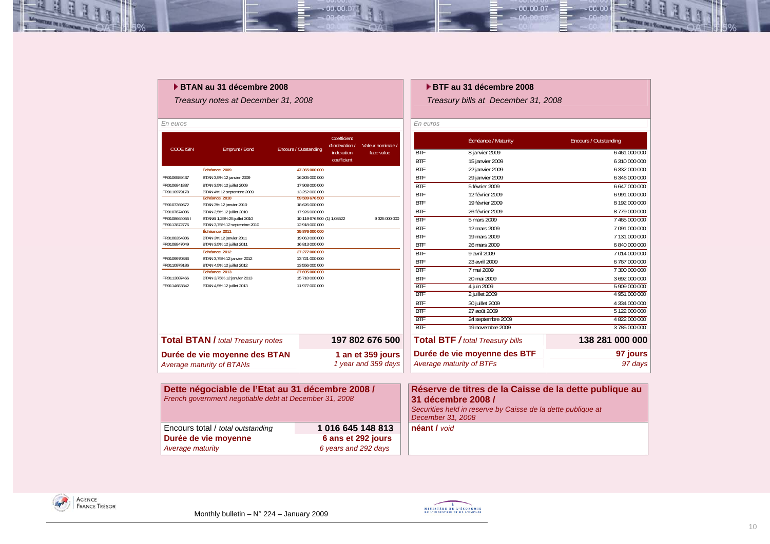## BTAN au 31 décembre 2008

*Treasury notes at December 31, 2008*

*En euros*

| CODE ISIN | Emprunt / Bond | Encours / Outstanding | Coefficient d'indexation / indexation coefficient | Valeur nominale / face value |
|---|---|---|---|---|
| | **Échéance 2009** | **47 365 000 000** | | |
| FR0106589437 | BTAN 3,5% 12 janvier 2009 | 16 205 000 000 | | |
| FR0106841887 | BTAN 3,5% 12 juillet 2009 | 17 908 000 000 | | |
| FR0110979178 | BTAN 4% 12 septembre 2009 | 13 252 000 000 | | |
| | **Échéance 2010** | **59 589 676 500** | | |
| FR0107369672 | BTAN 3% 12 janvier 2010 | 18 626 000 000 | | |
| FR0107674006 | BTAN 2,5% 12 juillet 2010 | 17 926 000 000 | | |
| FR0108664055 I | BTAN€i 1,25% 25 juillet 2010 | 10 119 676 500 (1) | 1,08522 | 9 325 000 000 |
| FR0113872776 | BTAN 3,75% 12 septembre 2010 | 12 918 000 000 | | |
| | **Échéance 2011** | **35 876 000 000** | | |
| FR0108354806 | BTAN 3% 12 janvier 2011 | 19 063 000 000 | | |
| FR0108847049 | BTAN 3,5% 12 juillet 2011 | 16 813 000 000 | | |
| | **Échéance 2012** | **27 277 000 000** | | |
| FR0109970386 | BTAN 3,75% 12 janvier 2012 | 13 721 000 000 | | |
| FR0110979186 | BTAN 4,5% 12 juillet 2012 | 13 556 000 000 | | |
| | **Échéance 2013** | **27 695 000 000** | | |
| FR0113087466 | BTAN 3,75% 12 janvier 2013 | 15 718 000 000 | | |
| FR0114683842 | BTAN 4,5% 12 juillet 2013 | 11 977 000 000 | | |

**Total BTAN /** *total Treasury notes* — **197 802 676 500**

**Durée de vie moyenne des BTAN** — **1 an et 359 jours**

*Average maturity of BTANs* — *1 year and 359 days*

## BTF au 31 décembre 2008

*Treasury bills at December 31, 2008*

*En euros*

| | Échéance / Maturity | Encours / Outstanding |
|---|---|---|
| BTF | 8 janvier 2009 | 6 461 000 000 |
| BTF | 15 janvier 2009 | 6 310 000 000 |
| BTF | 22 janvier 2009 | 6 332 000 000 |
| BTF | 29 janvier 2009 | 6 346 000 000 |
| BTF | 5 février 2009 | 6 647 000 000 |
| BTF | 12 février 2009 | 6 991 000 000 |
| BTF | 19 février 2009 | 8 192 000 000 |
| BTF | 26 février 2009 | 8 779 000 000 |
| BTF | 5 mars 2009 | 7 465 000 000 |
| BTF | 12 mars 2009 | 7 091 000 000 |
| BTF | 19 mars 2009 | 7 131 000 000 |
| BTF | 26 mars 2009 | 6 840 000 000 |
| BTF | 9 avril 2009 | 7 014 000 000 |
| BTF | 23 avril 2009 | 6 767 000 000 |
| BTF | 7 mai 2009 | 7 300 000 000 |
| BTF | 20 mai 2009 | 3 692 000 000 |
| BTF | 4 juin 2009 | 5 909 000 000 |
| BTF | 2 juillet 2009 | 4 951 000 000 |
| BTF | 30 juillet 2009 | 4 334 000 000 |
| BTF | 27 août 2009 | 5 122 000 000 |
| BTF | 24 septembre 2009 | 4 822 000 000 |
| BTF | 19 novembre 2009 | 3 785 000 000 |

**Total BTF /** *total Treasury bills* — **138 281 000 000**

**Durée de vie moyenne des BTF** — **97 jours**

*Average maturity of BTFs* — *97 days*

## Dette négociable de l'Etat au 31 décembre 2008 /

*French government negotiable debt at December 31, 2008*

| | |
|---|---|
| Encours total / *total outstanding* | **1 016 645 148 813** |
| **Durée de vie moyenne** | **6 ans et 292 jours** |
| *Average maturity* | *6 years and 292 days* |

## Réserve de titres de la Caisse de la dette publique au 31 décembre 2008 /

*Securities held in reserve by Caisse de la dette publique at December 31, 2008*

**néant /** *void*